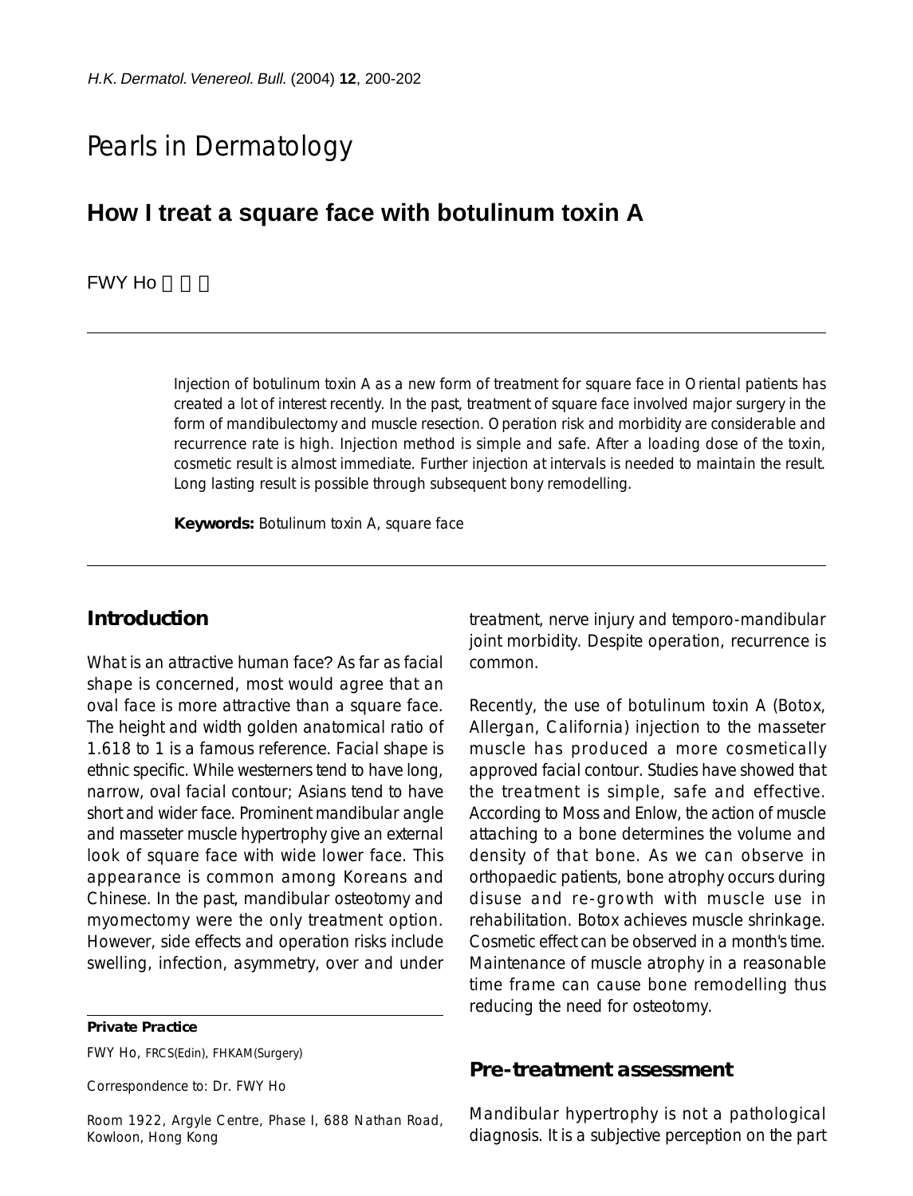# Pearls in Dermatology

## How I treat a square face with botulinum toxin A

FWY Ho 何偉業

Injection of botulinum toxin A as a new form of treatment for square face in Oriental patients has created a lot of interest recently. In the past, treatment of square face involved major surgery in the form of mandibulectomy and muscle resection. Operation risk and morbidity are considerable and recurrence rate is high. Injection method is simple and safe. After a loading dose of the toxin, cosmetic result is almost immediate. Further injection at intervals is needed to maintain the result. Long lasting result is possible through subsequent bony remodelling.

**Keywords:** Botulinum toxin A, square face

## Introduction

What is an attractive human face? As far as facial shape is concerned, most would agree that an oval face is more attractive than a square face. The height and width golden anatomical ratio of 1.618 to 1 is a famous reference. Facial shape is ethnic specific. While westerners tend to have long, narrow, oval facial contour; Asians tend to have short and wider face. Prominent mandibular angle and masseter muscle hypertrophy give an external look of square face with wide lower face. This appearance is common among Koreans and Chinese. In the past, mandibular osteotomy and myomectomy were the only treatment option. However, side effects and operation risks include swelling, infection, asymmetry, over and under treatment, nerve injury and temporo-mandibular joint morbidity. Despite operation, recurrence is common.

Recently, the use of botulinum toxin A (Botox, Allergan, California) injection to the masseter muscle has produced a more cosmetically approved facial contour. Studies have showed that the treatment is simple, safe and effective. According to Moss and Enlow, the action of muscle attaching to a bone determines the volume and density of that bone. As we can observe in orthopaedic patients, bone atrophy occurs during disuse and re-growth with muscle use in rehabilitation. Botox achieves muscle shrinkage. Cosmetic effect can be observed in a month's time. Maintenance of muscle atrophy in a reasonable time frame can cause bone remodelling thus reducing the need for osteotomy.

**Private Practice**

FWY Ho, FRCS(Edin), FHKAM(Surgery)

Correspondence to: Dr. FWY Ho

Room 1922, Argyle Centre, Phase I, 688 Nathan Road, Kowloon, Hong Kong

## Pre-treatment assessment

Mandibular hypertrophy is not a pathological diagnosis. It is a subjective perception on the part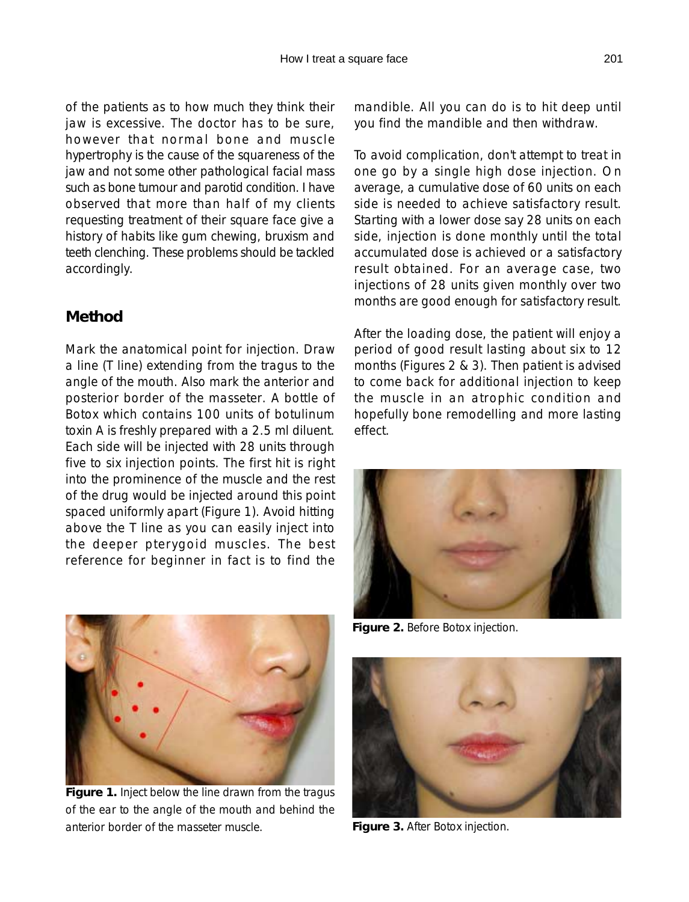of the patients as to how much they think their jaw is excessive. The doctor has to be sure, however that normal bone and muscle hypertrophy is the cause of the squareness of the jaw and not some other pathological facial mass such as bone tumour and parotid condition. I have observed that more than half of my clients requesting treatment of their square face give a history of habits like gum chewing, bruxism and teeth clenching. These problems should be tackled accordingly.

## Method

Mark the anatomical point for injection. Draw a line (T line) extending from the tragus to the angle of the mouth. Also mark the anterior and posterior border of the masseter. A bottle of Botox which contains 100 units of botulinum toxin A is freshly prepared with a 2.5 ml diluent. Each side will be injected with 28 units through five to six injection points. The first hit is right into the prominence of the muscle and the rest of the drug would be injected around this point spaced uniformly apart (Figure 1). Avoid hitting above the T line as you can easily inject into the deeper pterygoid muscles. The best reference for beginner in fact is to find the mandible. All you can do is to hit deep until you find the mandible and then withdraw.

**Figure 1.** Inject below the line drawn from the tragus of the ear to the angle of the mouth and behind the anterior border of the masseter muscle.

To avoid complication, don't attempt to treat in one go by a single high dose injection. On average, a cumulative dose of 60 units on each side is needed to achieve satisfactory result. Starting with a lower dose say 28 units on each side, injection is done monthly until the total accumulated dose is achieved or a satisfactory result obtained. For an average case, two injections of 28 units given monthly over two months are good enough for satisfactory result.

After the loading dose, the patient will enjoy a period of good result lasting about six to 12 months (Figures 2 & 3). Then patient is advised to come back for additional injection to keep the muscle in an atrophic condition and hopefully bone remodelling and more lasting effect.

**Figure 2.** Before Botox injection.

**Figure 3.** After Botox injection.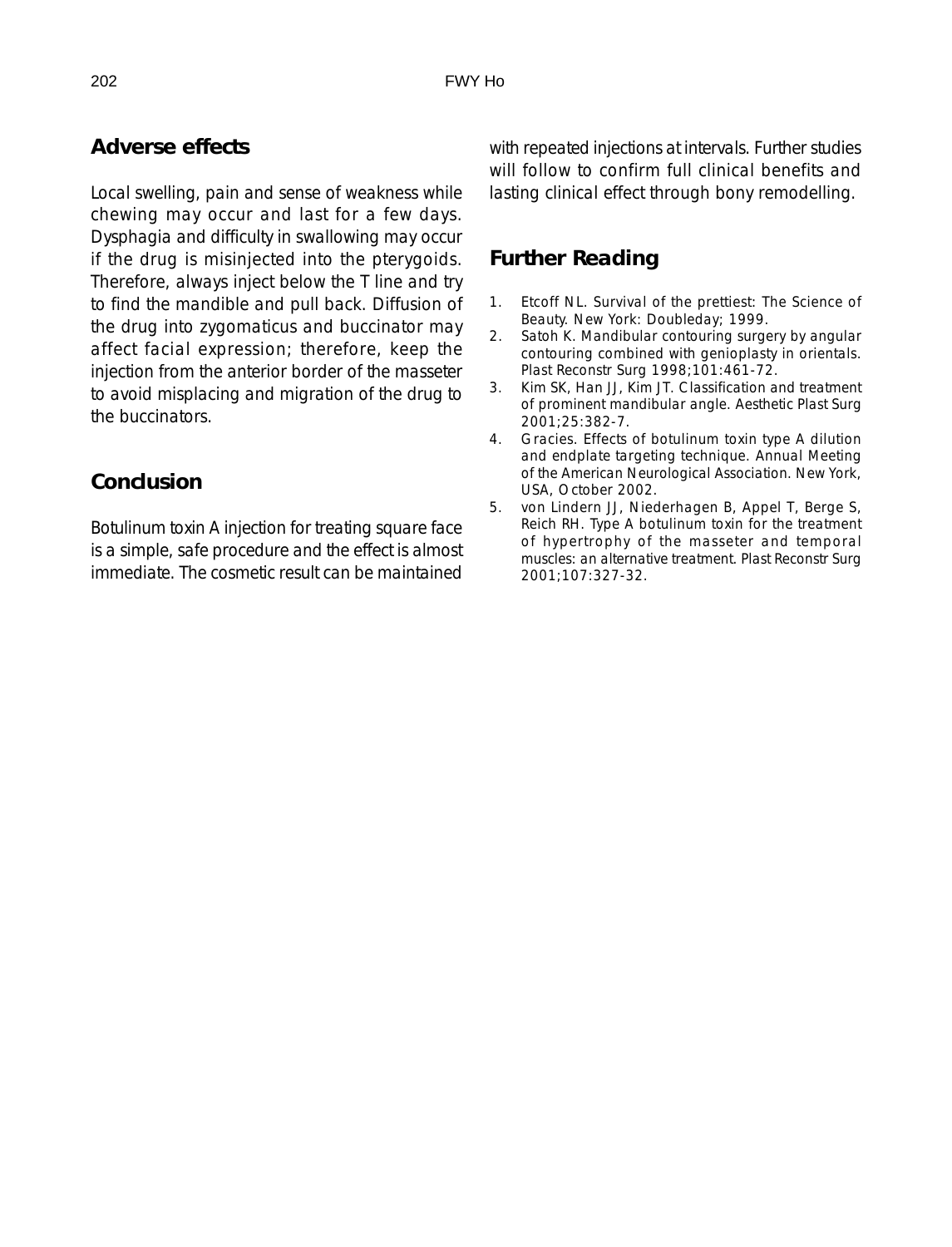## Adverse effects

Local swelling, pain and sense of weakness while chewing may occur and last for a few days. Dysphagia and difficulty in swallowing may occur if the drug is misinjected into the pterygoids. Therefore, always inject below the T line and try to find the mandible and pull back. Diffusion of the drug into zygomaticus and buccinator may affect facial expression; therefore, keep the injection from the anterior border of the masseter to avoid misplacing and migration of the drug to the buccinators.

## Conclusion

Botulinum toxin A injection for treating square face is a simple, safe procedure and the effect is almost immediate. The cosmetic result can be maintained with repeated injections at intervals. Further studies will follow to confirm full clinical benefits and lasting clinical effect through bony remodelling.

## Further Reading

1. Etcoff NL. Survival of the prettiest: The Science of Beauty. New York: Doubleday; 1999.
2. Satoh K. Mandibular contouring surgery by angular contouring combined with genioplasty in orientals. Plast Reconstr Surg 1998;101:461-72.
3. Kim SK, Han JJ, Kim JT. Classification and treatment of prominent mandibular angle. Aesthetic Plast Surg 2001;25:382-7.
4. Gracies. Effects of botulinum toxin type A dilution and endplate targeting technique. Annual Meeting of the American Neurological Association. New York, USA, October 2002.
5. von Lindern JJ, Niederhagen B, Appel T, Berge S, Reich RH. Type A botulinum toxin for the treatment of hypertrophy of the masseter and temporal muscles: an alternative treatment. Plast Reconstr Surg 2001;107:327-32.